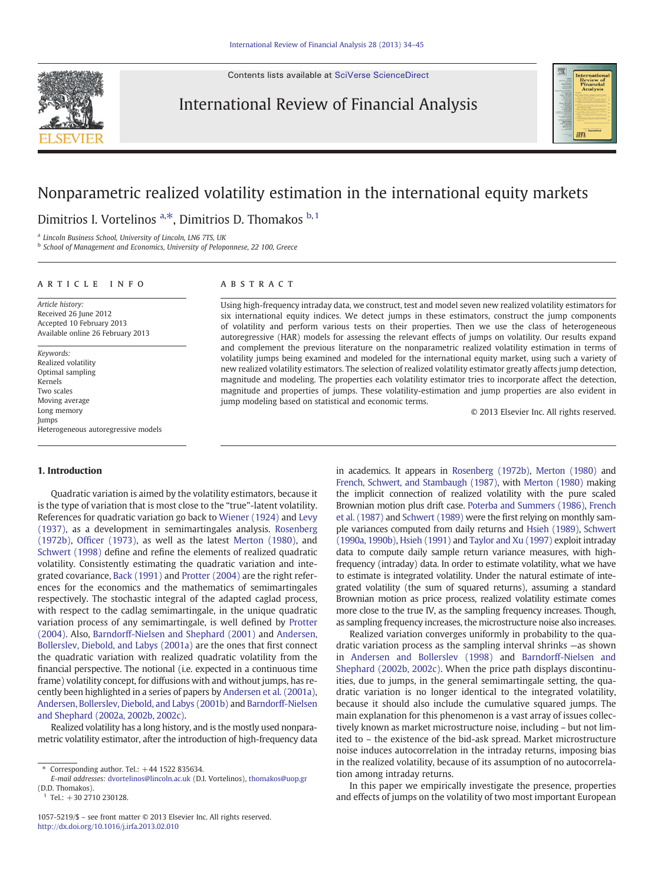# Nonparametric realized volatility estimation in the international equity markets

Dimitrios I. Vortelinos [a,*], Dimitrios D. Thomakos [b,1]

[a] Lincoln Business School, University of Lincoln, LN6 7TS, UK

[b] School of Management and Economics, University of Peloponnese, 22 100, Greece

**ARTICLE INFO**

*Article history:*
Received 26 June 2012
Accepted 10 February 2013
Available online 26 February 2013

*Keywords:*
Realized volatility
Optimal sampling
Kernels
Two scales
Moving average
Long memory
Jumps
Heterogeneous autoregressive models

**ABSTRACT**

Using high-frequency intraday data, we construct, test and model seven new realized volatility estimators for six international equity indices. We detect jumps in these estimators, construct the jump components of volatility and perform various tests on their properties. Then we use the class of heterogeneous autoregressive (HAR) models for assessing the relevant effects of jumps on volatility. Our results expand and complement the previous literature on the nonparametric realized volatility estimation in terms of volatility jumps being examined and modeled for the international equity market, using such a variety of new realized volatility estimators. The selection of realized volatility estimator greatly affects jump detection, magnitude and modeling. The properties each volatility estimator tries to incorporate affect the detection, magnitude and properties of jumps. These volatility-estimation and jump properties are also evident in jump modeling based on statistical and economic terms.

© 2013 Elsevier Inc. All rights reserved.

## 1. Introduction

Quadratic variation is aimed by the volatility estimators, because it is the type of variation that is most close to the "true"-latent volatility. References for quadratic variation go back to Wiener (1924) and Levy (1937), as a development in semimartingales analysis. Rosenberg (1972b), Officer (1973), as well as the latest Merton (1980), and Schwert (1998) define and refine the elements of realized quadratic volatility. Consistently estimating the quadratic variation and integrated covariance, Back (1991) and Protter (2004) are the right references for the economics and the mathematics of semimartingales respectively. The stochastic integral of the adapted caglad process, with respect to the cadlag semimartingale, in the unique quadratic variation process of any semimartingale, is well defined by Protter (2004). Also, Barndorff-Nielsen and Shephard (2001) and Andersen, Bollerslev, Diebold, and Labys (2001a) are the ones that first connect the quadratic variation with realized quadratic volatility from the financial perspective. The notional (i.e. expected in a continuous time frame) volatility concept, for diffusions with and without jumps, has recently been highlighted in a series of papers by Andersen et al. (2001a), Andersen, Bollerslev, Diebold, and Labys (2001b) and Barndorff-Nielsen and Shephard (2002a, 2002b, 2002c).

Realized volatility has a long history, and is the mostly used nonparametric volatility estimator, after the introduction of high-frequency data in academics. It appears in Rosenberg (1972b), Merton (1980) and French, Schwert, and Stambaugh (1987), with Merton (1980) making the implicit connection of realized volatility with the pure scaled Brownian motion plus drift case. Poterba and Summers (1986), French et al. (1987) and Schwert (1989) were the first relying on monthly sample variances computed from daily returns and Hsieh (1989), Schwert (1990a, 1990b), Hsieh (1991) and Taylor and Xu (1997) exploit intraday data to compute daily sample return variance measures, with high-frequency (intraday) data. In order to estimate volatility, what we have to estimate is integrated volatility. Under the natural estimate of integrated volatility (the sum of squared returns), assuming a standard Brownian motion as price process, realized volatility estimate comes more close to the true IV, as the sampling frequency increases. Though, as sampling frequency increases, the microstructure noise also increases.

Realized variation converges uniformly in probability to the quadratic variation process as the sampling interval shrinks —as shown in Andersen and Bollerslev (1998) and Barndorff-Nielsen and Shephard (2002b, 2002c). When the price path displays discontinuities, due to jumps, in the general semimartingale setting, the quadratic variation is no longer identical to the integrated volatility, because it should also include the cumulative squared jumps. The main explanation for this phenomenon is a vast array of issues collectively known as market microstructure noise, including – but not limited to – the existence of the bid-ask spread. Market microstructure noise induces autocorrelation in the intraday returns, imposing bias in the realized volatility, because of its assumption of no autocorrelation among intraday returns.

In this paper we empirically investigate the presence, properties and effects of jumps on the volatility of two most important European

---

* Corresponding author. Tel.: +44 1522 835634.
E-mail addresses: dvortelinos@lincoln.ac.uk (D.I. Vortelinos), thomakos@uop.gr (D.D. Thomakos).
[1] Tel.: +30 2710 230128.

1057-5219/$ – see front matter © 2013 Elsevier Inc. All rights reserved.
http://dx.doi.org/10.1016/j.irfa.2013.02.010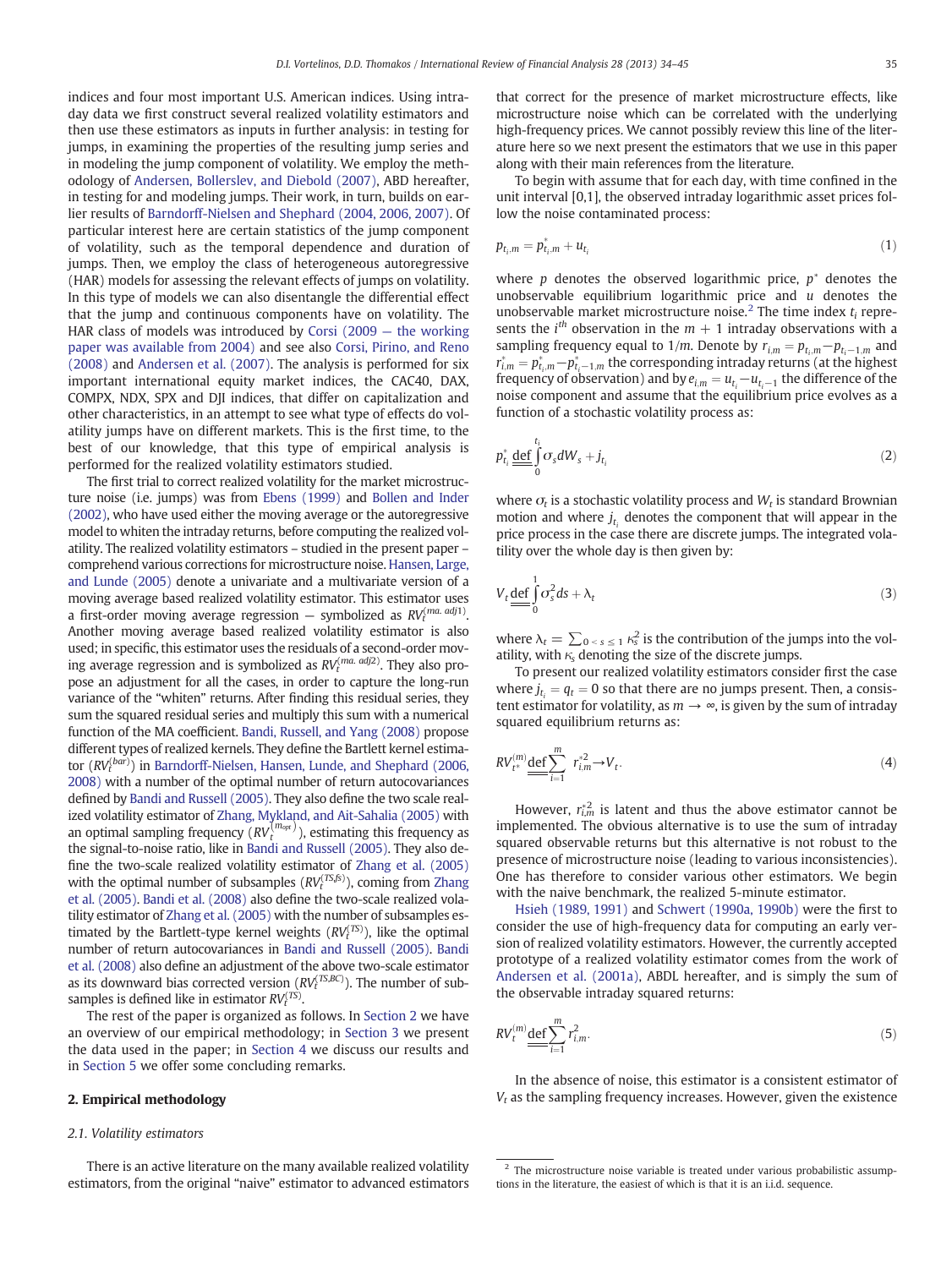indices and four most important U.S. American indices. Using intraday data we first construct several realized volatility estimators and then use these estimators as inputs in further analysis: in testing for jumps, in examining the properties of the resulting jump series and in modeling the jump component of volatility. We employ the methodology of Andersen, Bollerslev, and Diebold (2007), ABD hereafter, in testing for and modeling jumps. Their work, in turn, builds on earlier results of Barndorff-Nielsen and Shephard (2004, 2006, 2007). Of particular interest here are certain statistics of the jump component of volatility, such as the temporal dependence and duration of jumps. Then, we employ the class of heterogeneous autoregressive (HAR) models for assessing the relevant effects of jumps on volatility. In this type of models we can also disentangle the differential effect that the jump and continuous components have on volatility. The HAR class of models was introduced by Corsi (2009 — the working paper was available from 2004) and see also Corsi, Pirino, and Reno (2008) and Andersen et al. (2007). The analysis is performed for six important international equity market indices, the CAC40, DAX, COMPX, NDX, SPX and DJI indices, that differ on capitalization and other characteristics, in an attempt to see what type of effects do volatility jumps have on different markets. This is the first time, to the best of our knowledge, that this type of empirical analysis is performed for the realized volatility estimators studied.

The first trial to correct realized volatility for the market microstructure noise (i.e. jumps) was from Ebens (1999) and Bollen and Inder (2002), who have used either the moving average or the autoregressive model to whiten the intraday returns, before computing the realized volatility. The realized volatility estimators – studied in the present paper – comprehend various corrections for microstructure noise. Hansen, Large, and Lunde (2005) denote a univariate and a multivariate version of a moving average based realized volatility estimator. This estimator uses a first-order moving average regression — symbolized as $RV_t^{(ma.\ adj1)}$. Another moving average based realized volatility estimator is also used; in specific, this estimator uses the residuals of a second-order moving average regression and is symbolized as $RV_t^{(ma.\ adj2)}$. They also propose an adjustment for all the cases, in order to capture the long-run variance of the "whiten" returns. After finding this residual series, they sum the squared residual series and multiply this sum with a numerical function of the MA coefficient. Bandi, Russell, and Yang (2008) propose different types of realized kernels. They define the Bartlett kernel estimator ($RV_t^{(bar)}$) in Barndorff-Nielsen, Hansen, Lunde, and Shephard (2006, 2008) with a number of the optimal number of return autocovariances defined by Bandi and Russell (2005). They also define the two scale realized volatility estimator of Zhang, Mykland, and Ait-Sahalia (2005) with an optimal sampling frequency ($RV_t^{(m_{opt})}$), estimating this frequency as the signal-to-noise ratio, like in Bandi and Russell (2005). They also define the two-scale realized volatility estimator of Zhang et al. (2005) with the optimal number of subsamples ($RV_t^{(TS,\beta)}$), coming from Zhang et al. (2005). Bandi et al. (2008) also define the two-scale realized volatility estimator of Zhang et al. (2005) with the number of subsamples estimated by the Bartlett-type kernel weights ($RV_t^{(TS)}$), like the optimal number of return autocovariances in Bandi and Russell (2005). Bandi et al. (2008) also define an adjustment of the above two-scale estimator as its downward bias corrected version ($RV_t^{(TS,BC)}$). The number of subsamples is defined like in estimator $RV_t^{(TS)}$.

The rest of the paper is organized as follows. In Section 2 we have an overview of our empirical methodology; in Section 3 we present the data used in the paper; in Section 4 we discuss our results and in Section 5 we offer some concluding remarks.

## 2. Empirical methodology

### 2.1. Volatility estimators

There is an active literature on the many available realized volatility estimators, from the original "naive" estimator to advanced estimators that correct for the presence of market microstructure effects, like microstructure noise which can be correlated with the underlying high-frequency prices. We cannot possibly review this line of the literature here so we next present the estimators that we use in this paper along with their main references from the literature.

To begin with assume that for each day, with time confined in the unit interval [0,1], the observed intraday logarithmic asset prices follow the noise contaminated process:

$$p_{t_i,m} = p^*_{t_i,m} + u_{t_i} \tag{1}$$

where $p$ denotes the observed logarithmic price, $p^*$ denotes the unobservable equilibrium logarithmic price and $u$ denotes the unobservable market microstructure noise.[2] The time index $t_i$ represents the $i^{th}$ observation in the $m+1$ intraday observations with a sampling frequency equal to $1/m$. Denote by $r_{i,m} = p_{t_i,m} - p_{t_i-1,m}$ and $r^*_{i,m} = p^*_{t_i,m} - p^*_{t_i-1,m}$ the corresponding intraday returns (at the highest frequency of observation) and by $e_{i,m} = u_{t_i} - u_{t_i-1}$ the difference of the noise component and assume that the equilibrium price evolves as a function of a stochastic volatility process as:

$$p^*_{t_i} \stackrel{\text{def}}{=} \int_0^{t_i} \sigma_s dW_s + j_{t_i} \tag{2}$$

where $\sigma_t$ is a stochastic volatility process and $W_t$ is standard Brownian motion and where $j_{t_i}$ denotes the component that will appear in the price process in the case there are discrete jumps. The integrated volatility over the whole day is then given by:

$$V_t \stackrel{\text{def}}{=} \int_0^1 \sigma_s^2 ds + \lambda_t \tag{3}$$

where $\lambda_t = \sum_{0<s\leq 1} \kappa_s^2$ is the contribution of the jumps into the volatility, with $\kappa_s$ denoting the size of the discrete jumps.

To present our realized volatility estimators consider first the case where $j_{t_i} = q_t = 0$ so that there are no jumps present. Then, a consistent estimator for volatility, as $m \to \infty$, is given by the sum of intraday squared equilibrium returns as:

$$RV_{t^*}^{(m)} \stackrel{\text{def}}{=} \sum_{i=1}^{m} r_{i,m}^{*2} \to V_t. \tag{4}$$

However, $r_{i,m}^{*2}$ is latent and thus the above estimator cannot be implemented. The obvious alternative is to use the sum of intraday squared observable returns but this alternative is not robust to the presence of microstructure noise (leading to various inconsistencies). One has therefore to consider various other estimators. We begin with the naive benchmark, the realized 5-minute estimator.

Hsieh (1989, 1991) and Schwert (1990a, 1990b) were the first to consider the use of high-frequency data for computing an early version of realized volatility estimators. However, the currently accepted prototype of a realized volatility estimator comes from the work of Andersen et al. (2001a), ABDL hereafter, and is simply the sum of the observable intraday squared returns:

$$RV_t^{(m)} \stackrel{\text{def}}{=} \sum_{i=1}^{m} r_{i,m}^2. \tag{5}$$

In the absence of noise, this estimator is a consistent estimator of $V_t$ as the sampling frequency increases. However, given the existence

[2] The microstructure noise variable is treated under various probabilistic assumptions in the literature, the easiest of which is that it is an i.i.d. sequence.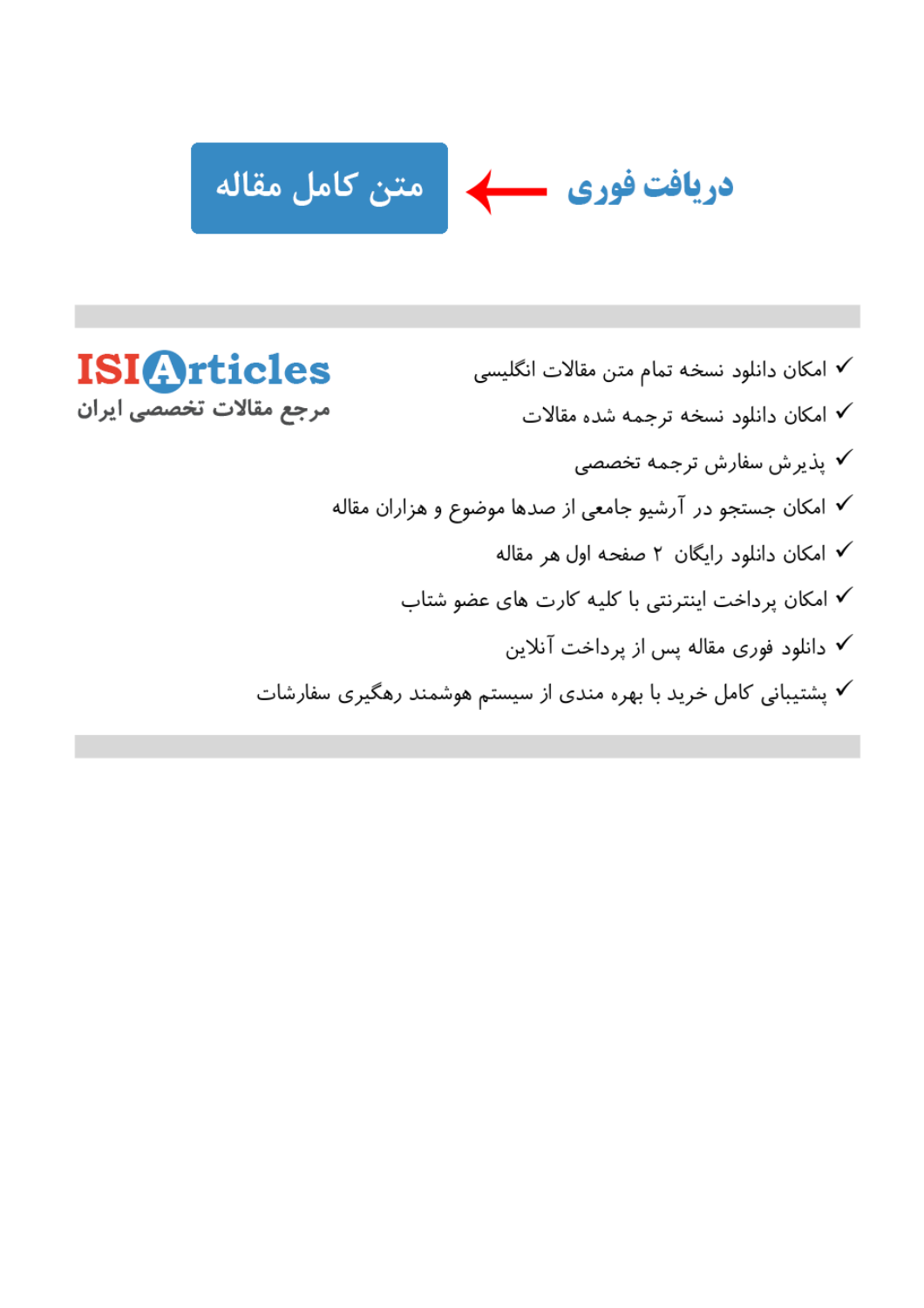دریافت فوری ← **متن کامل مقاله**

**ISIArticles**
مرجع مقالات تخصصی ایران

- ✓ امکان دانلود نسخه تمام متن مقالات انگلیسی
- ✓ امکان دانلود نسخه ترجمه شده مقالات
- ✓ پذیرش سفارش ترجمه تخصصی
- ✓ امکان جستجو در آرشیو جامعی از صدها موضوع و هزاران مقاله
- ✓ امکان دانلود رایگان ۲ صفحه اول هر مقاله
- ✓ امکان پرداخت اینترنتی با کلیه کارت های عضو شتاب
- ✓ دانلود فوری مقاله پس از پرداخت آنلاین
- ✓ پشتیبانی کامل خرید با بهره مندی از سیستم هوشمند رهگیری سفارشات